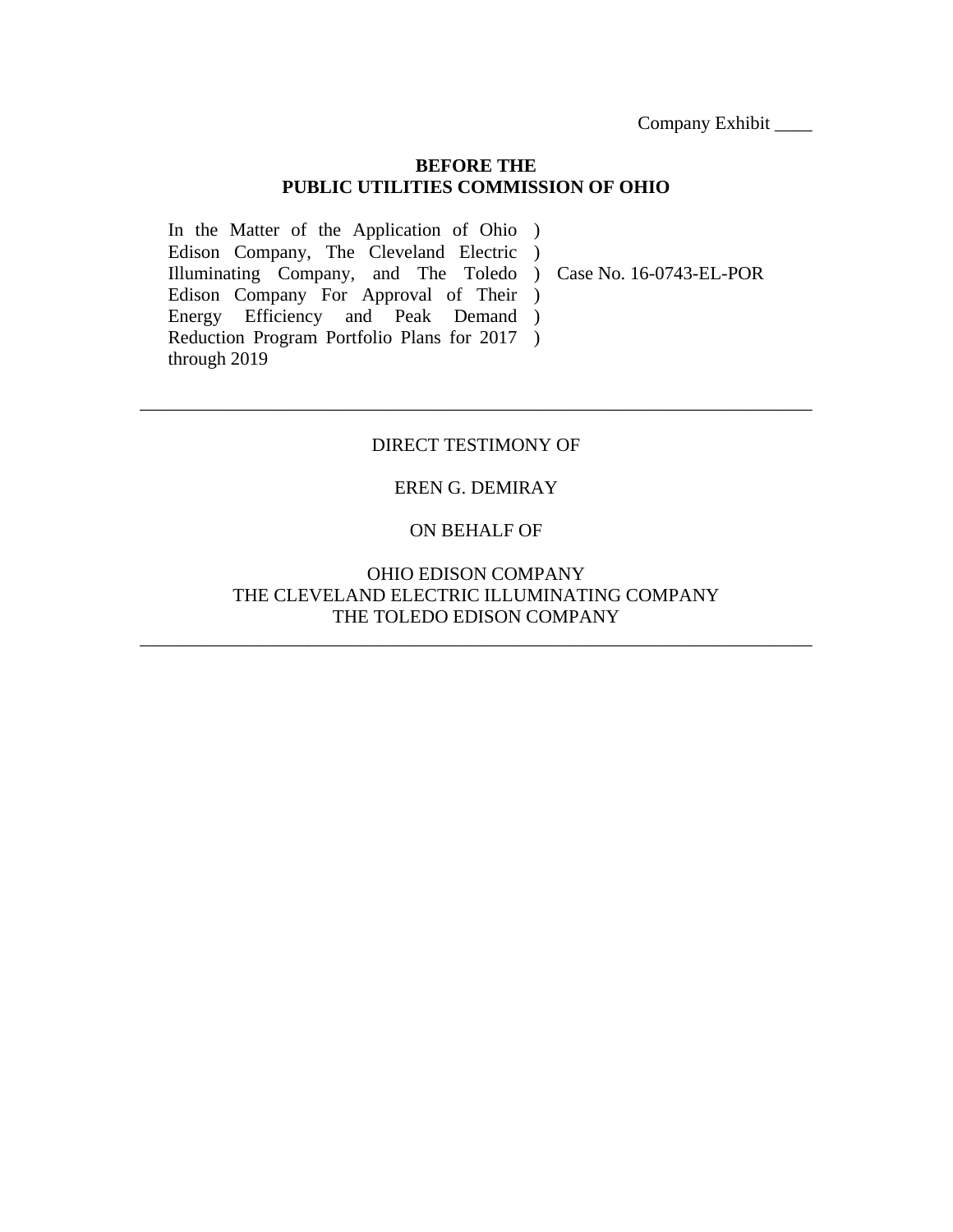Company Exhibit ____

**BEFORE THE**
**PUBLIC UTILITIES COMMISSION OF OHIO**

| | | |
|---|---|---|
| In the Matter of the Application of Ohio Edison Company, The Cleveland Electric Illuminating Company, and The Toledo Edison Company For Approval of Their Energy Efficiency and Peak Demand Reduction Program Portfolio Plans for 2017 through 2019 | ) ) ) ) ) ) | Case No. 16-0743-EL-POR |

---

DIRECT TESTIMONY OF

EREN G. DEMIRAY

ON BEHALF OF

OHIO EDISON COMPANY
THE CLEVELAND ELECTRIC ILLUMINATING COMPANY
THE TOLEDO EDISON COMPANY

---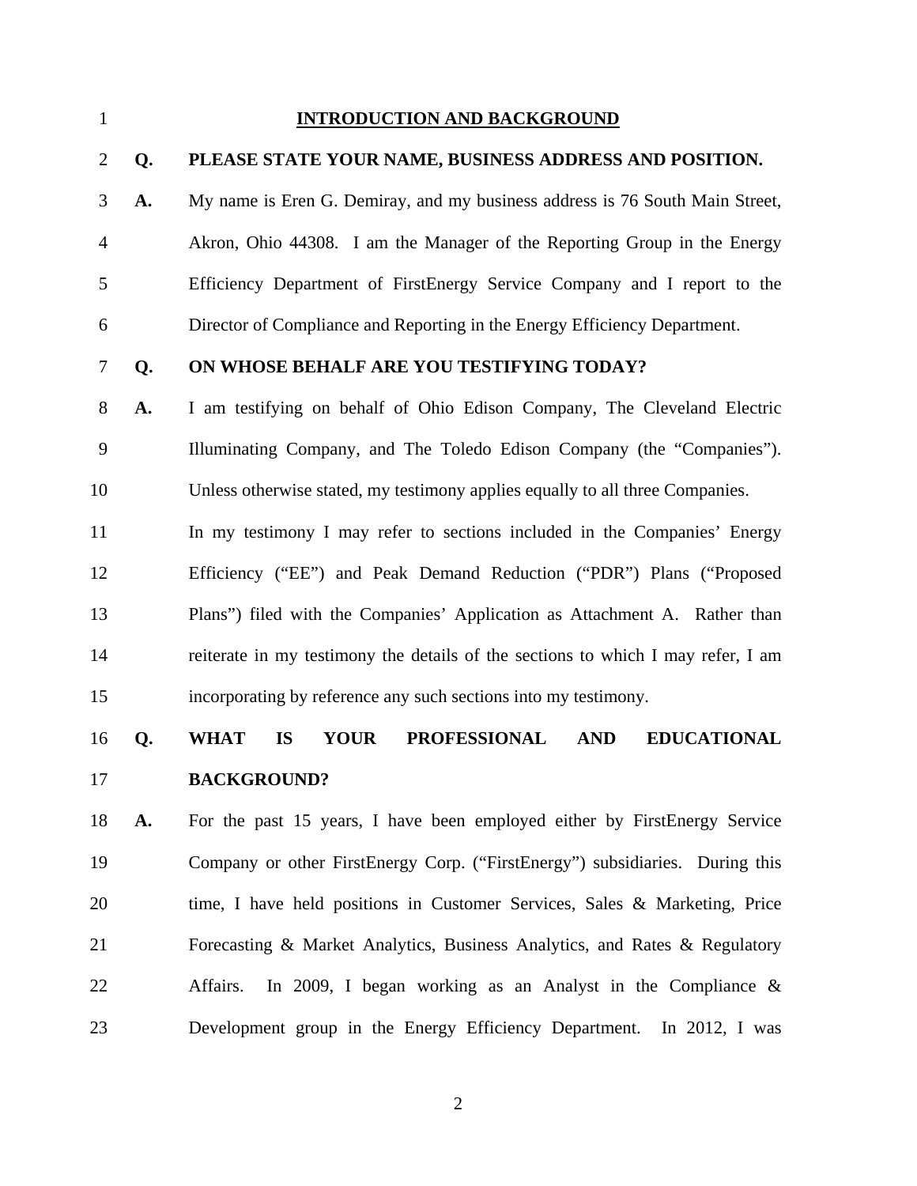## INTRODUCTION AND BACKGROUND

**Q. PLEASE STATE YOUR NAME, BUSINESS ADDRESS AND POSITION.**

**A.** My name is Eren G. Demiray, and my business address is 76 South Main Street, Akron, Ohio 44308. I am the Manager of the Reporting Group in the Energy Efficiency Department of FirstEnergy Service Company and I report to the Director of Compliance and Reporting in the Energy Efficiency Department.

**Q. ON WHOSE BEHALF ARE YOU TESTIFYING TODAY?**

**A.** I am testifying on behalf of Ohio Edison Company, The Cleveland Electric Illuminating Company, and The Toledo Edison Company (the "Companies"). Unless otherwise stated, my testimony applies equally to all three Companies.

In my testimony I may refer to sections included in the Companies' Energy Efficiency ("EE") and Peak Demand Reduction ("PDR") Plans ("Proposed Plans") filed with the Companies' Application as Attachment A. Rather than reiterate in my testimony the details of the sections to which I may refer, I am incorporating by reference any such sections into my testimony.

**Q. WHAT IS YOUR PROFESSIONAL AND EDUCATIONAL BACKGROUND?**

**A.** For the past 15 years, I have been employed either by FirstEnergy Service Company or other FirstEnergy Corp. ("FirstEnergy") subsidiaries. During this time, I have held positions in Customer Services, Sales & Marketing, Price Forecasting & Market Analytics, Business Analytics, and Rates & Regulatory Affairs. In 2009, I began working as an Analyst in the Compliance & Development group in the Energy Efficiency Department. In 2012, I was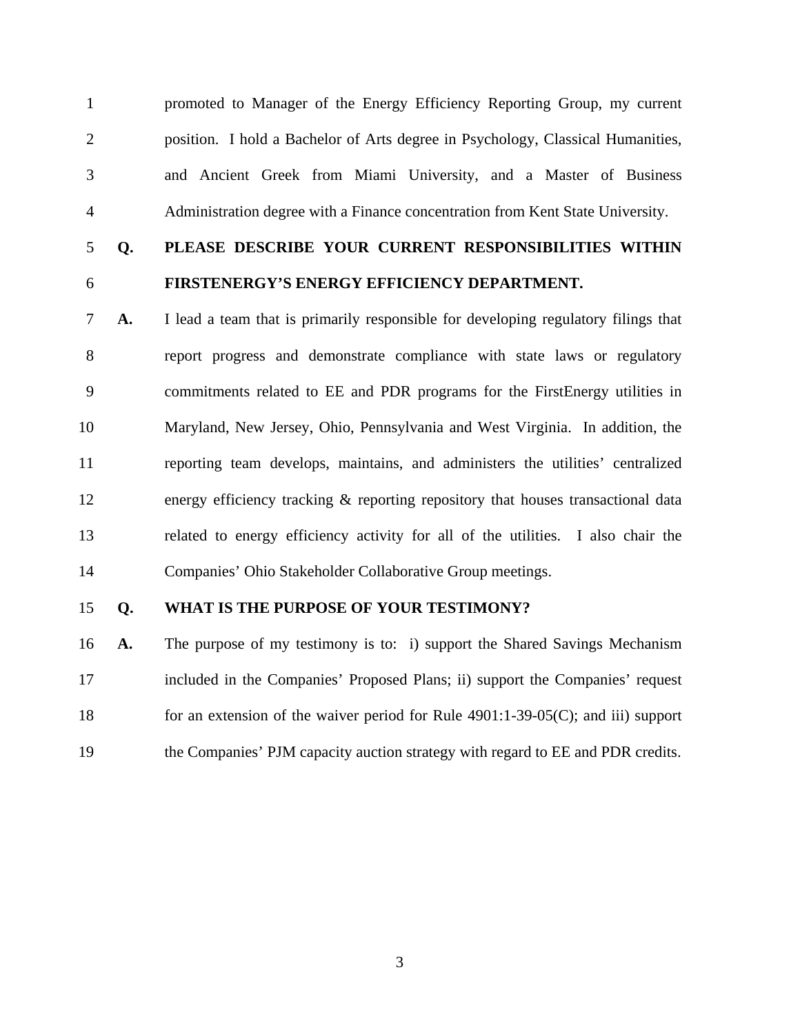promoted to Manager of the Energy Efficiency Reporting Group, my current position. I hold a Bachelor of Arts degree in Psychology, Classical Humanities, and Ancient Greek from Miami University, and a Master of Business Administration degree with a Finance concentration from Kent State University.

**Q. PLEASE DESCRIBE YOUR CURRENT RESPONSIBILITIES WITHIN FIRSTENERGY'S ENERGY EFFICIENCY DEPARTMENT.**

**A.** I lead a team that is primarily responsible for developing regulatory filings that report progress and demonstrate compliance with state laws or regulatory commitments related to EE and PDR programs for the FirstEnergy utilities in Maryland, New Jersey, Ohio, Pennsylvania and West Virginia. In addition, the reporting team develops, maintains, and administers the utilities' centralized energy efficiency tracking & reporting repository that houses transactional data related to energy efficiency activity for all of the utilities. I also chair the Companies' Ohio Stakeholder Collaborative Group meetings.

**Q. WHAT IS THE PURPOSE OF YOUR TESTIMONY?**

**A.** The purpose of my testimony is to: i) support the Shared Savings Mechanism included in the Companies' Proposed Plans; ii) support the Companies' request for an extension of the waiver period for Rule 4901:1-39-05(C); and iii) support the Companies' PJM capacity auction strategy with regard to EE and PDR credits.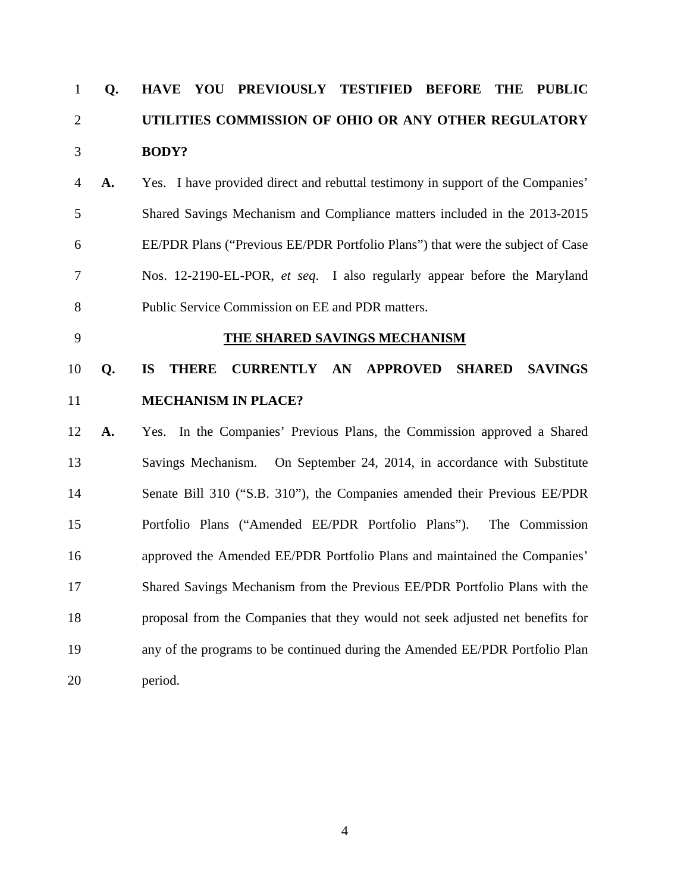**Q. HAVE YOU PREVIOUSLY TESTIFIED BEFORE THE PUBLIC UTILITIES COMMISSION OF OHIO OR ANY OTHER REGULATORY BODY?**

A. Yes. I have provided direct and rebuttal testimony in support of the Companies' Shared Savings Mechanism and Compliance matters included in the 2013-2015 EE/PDR Plans ("Previous EE/PDR Portfolio Plans") that were the subject of Case Nos. 12-2190-EL-POR, *et seq*. I also regularly appear before the Maryland Public Service Commission on EE and PDR matters.

## THE SHARED SAVINGS MECHANISM

**Q. IS THERE CURRENTLY AN APPROVED SHARED SAVINGS MECHANISM IN PLACE?**

A. Yes. In the Companies' Previous Plans, the Commission approved a Shared Savings Mechanism. On September 24, 2014, in accordance with Substitute Senate Bill 310 ("S.B. 310"), the Companies amended their Previous EE/PDR Portfolio Plans ("Amended EE/PDR Portfolio Plans"). The Commission approved the Amended EE/PDR Portfolio Plans and maintained the Companies' Shared Savings Mechanism from the Previous EE/PDR Portfolio Plans with the proposal from the Companies that they would not seek adjusted net benefits for any of the programs to be continued during the Amended EE/PDR Portfolio Plan period.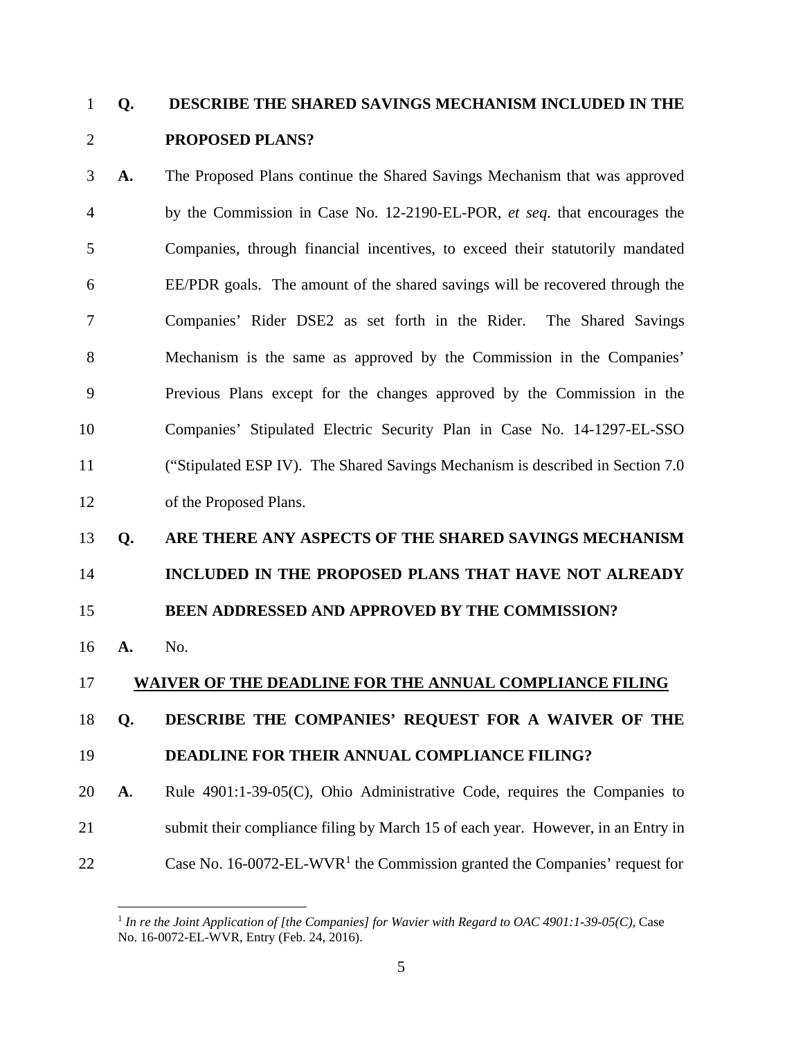**Q. DESCRIBE THE SHARED SAVINGS MECHANISM INCLUDED IN THE PROPOSED PLANS?**

**A.** The Proposed Plans continue the Shared Savings Mechanism that was approved by the Commission in Case No. 12-2190-EL-POR, *et seq.* that encourages the Companies, through financial incentives, to exceed their statutorily mandated EE/PDR goals. The amount of the shared savings will be recovered through the Companies' Rider DSE2 as set forth in the Rider. The Shared Savings Mechanism is the same as approved by the Commission in the Companies' Previous Plans except for the changes approved by the Commission in the Companies' Stipulated Electric Security Plan in Case No. 14-1297-EL-SSO ("Stipulated ESP IV). The Shared Savings Mechanism is described in Section 7.0 of the Proposed Plans.

**Q. ARE THERE ANY ASPECTS OF THE SHARED SAVINGS MECHANISM INCLUDED IN THE PROPOSED PLANS THAT HAVE NOT ALREADY BEEN ADDRESSED AND APPROVED BY THE COMMISSION?**

**A.** No.

## WAIVER OF THE DEADLINE FOR THE ANNUAL COMPLIANCE FILING

**Q. DESCRIBE THE COMPANIES' REQUEST FOR A WAIVER OF THE DEADLINE FOR THEIR ANNUAL COMPLIANCE FILING?**

**A.** Rule 4901:1-39-05(C), Ohio Administrative Code, requires the Companies to submit their compliance filing by March 15 of each year. However, in an Entry in Case No. 16-0072-EL-WVR[1] the Commission granted the Companies' request for

---

[1] *In re the Joint Application of [the Companies] for Wavier with Regard to OAC 4901:1-39-05(C),* Case No. 16-0072-EL-WVR, Entry (Feb. 24, 2016).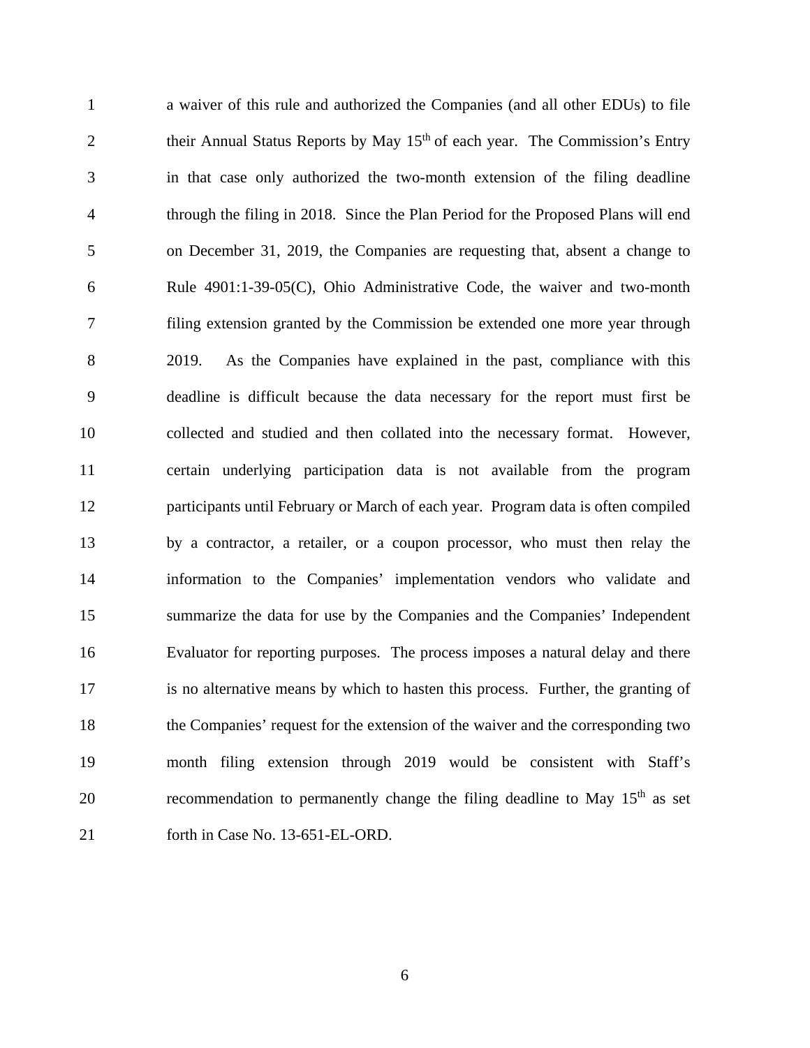a waiver of this rule and authorized the Companies (and all other EDUs) to file their Annual Status Reports by May 15th of each year. The Commission's Entry in that case only authorized the two-month extension of the filing deadline through the filing in 2018. Since the Plan Period for the Proposed Plans will end on December 31, 2019, the Companies are requesting that, absent a change to Rule 4901:1-39-05(C), Ohio Administrative Code, the waiver and two-month filing extension granted by the Commission be extended one more year through 2019. As the Companies have explained in the past, compliance with this deadline is difficult because the data necessary for the report must first be collected and studied and then collated into the necessary format. However, certain underlying participation data is not available from the program participants until February or March of each year. Program data is often compiled by a contractor, a retailer, or a coupon processor, who must then relay the information to the Companies' implementation vendors who validate and summarize the data for use by the Companies and the Companies' Independent Evaluator for reporting purposes. The process imposes a natural delay and there is no alternative means by which to hasten this process. Further, the granting of the Companies' request for the extension of the waiver and the corresponding two month filing extension through 2019 would be consistent with Staff's recommendation to permanently change the filing deadline to May 15th as set forth in Case No. 13-651-EL-ORD.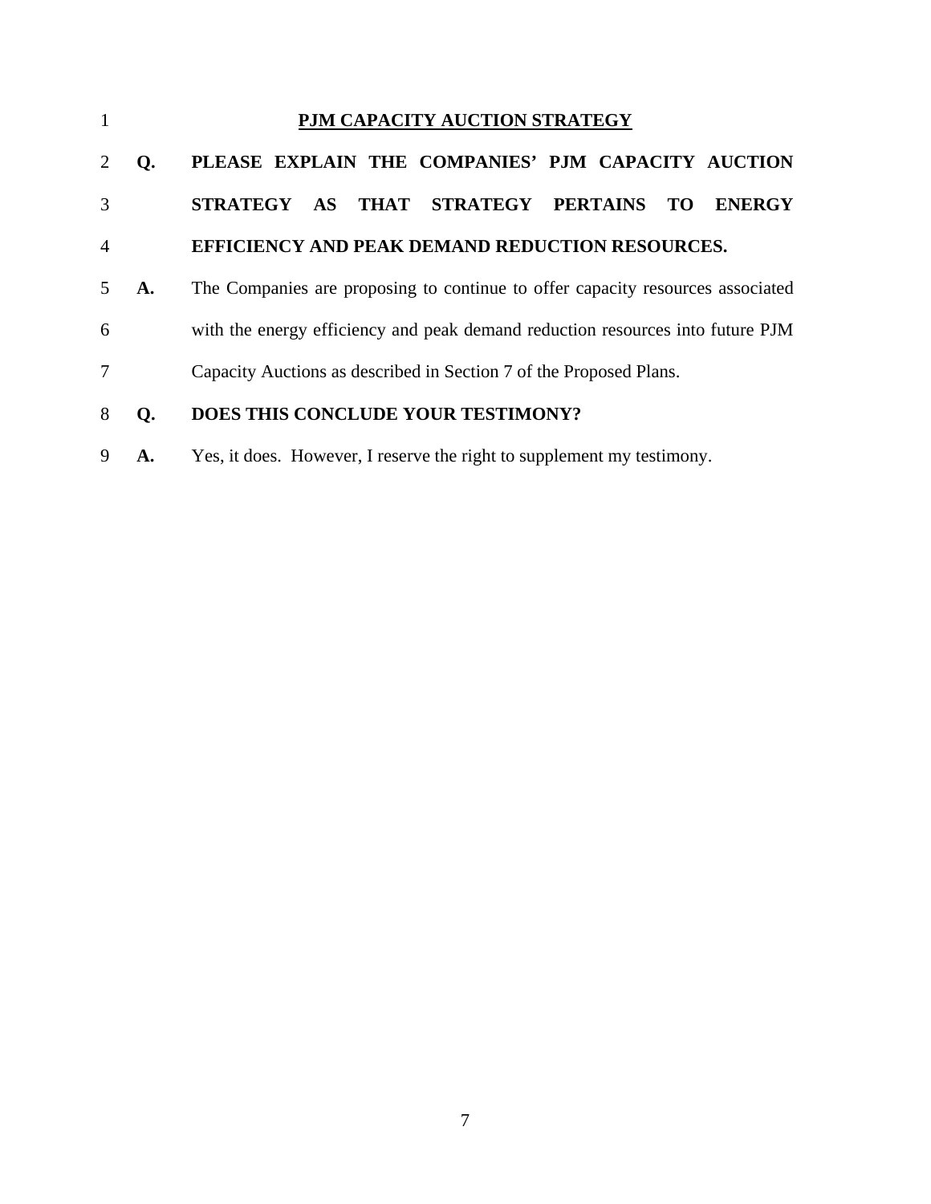## PJM CAPACITY AUCTION STRATEGY

**Q. PLEASE EXPLAIN THE COMPANIES' PJM CAPACITY AUCTION STRATEGY AS THAT STRATEGY PERTAINS TO ENERGY EFFICIENCY AND PEAK DEMAND REDUCTION RESOURCES.**

**A.** The Companies are proposing to continue to offer capacity resources associated with the energy efficiency and peak demand reduction resources into future PJM Capacity Auctions as described in Section 7 of the Proposed Plans.

**Q. DOES THIS CONCLUDE YOUR TESTIMONY?**

**A.** Yes, it does. However, I reserve the right to supplement my testimony.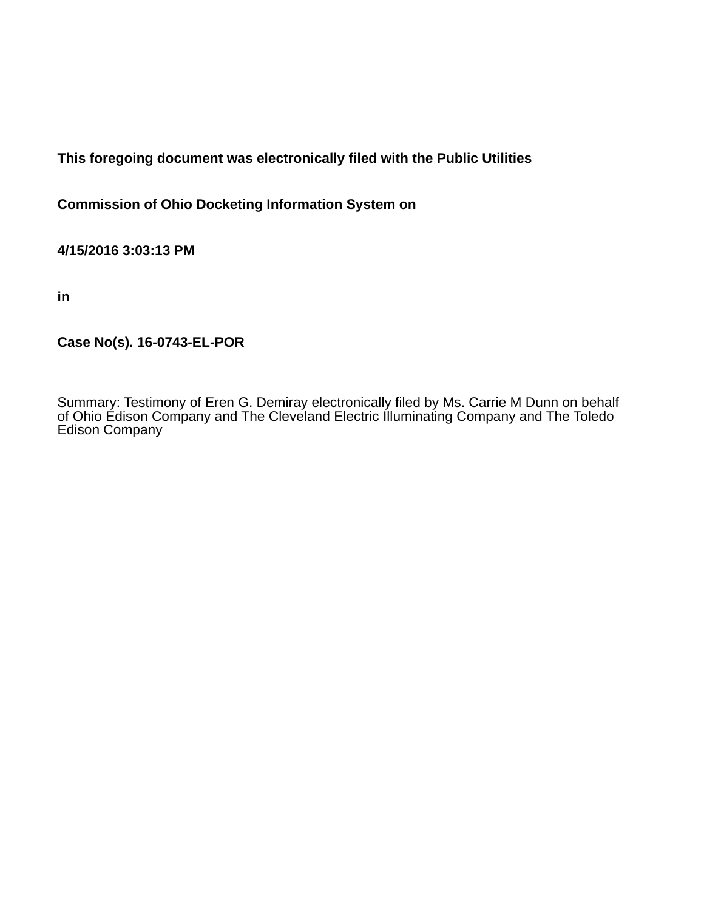**This foregoing document was electronically filed with the Public Utilities**

**Commission of Ohio Docketing Information System on**

**4/15/2016 3:03:13 PM**

**in**

**Case No(s). 16-0743-EL-POR**

Summary: Testimony of Eren G. Demiray electronically filed by Ms. Carrie M Dunn on behalf of Ohio Edison Company and The Cleveland Electric Illuminating Company and The Toledo Edison Company